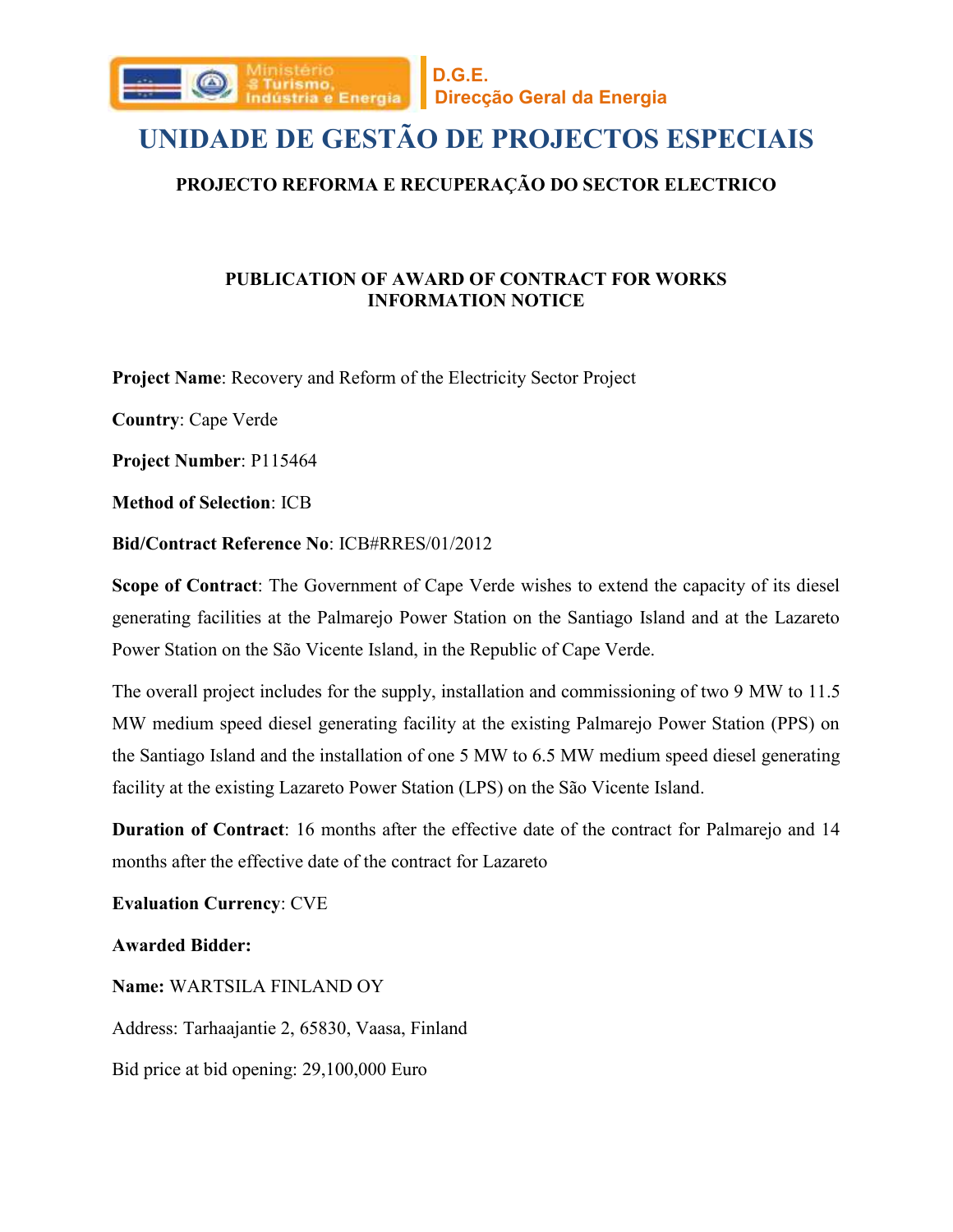Ministério do Turismo, Indústria e Energia

**D.G.E.**
**Direcção Geral da Energia**

# UNIDADE DE GESTÃO DE PROJECTOS ESPECIAIS

## PROJECTO REFORMA E RECUPERAÇÃO DO SECTOR ELECTRICO

### PUBLICATION OF AWARD OF CONTRACT FOR WORKS INFORMATION NOTICE

**Project Name**: Recovery and Reform of the Electricity Sector Project

**Country**: Cape Verde

**Project Number**: P115464

**Method of Selection**: ICB

**Bid/Contract Reference No**: ICB#RRES/01/2012

**Scope of Contract**: The Government of Cape Verde wishes to extend the capacity of its diesel generating facilities at the Palmarejo Power Station on the Santiago Island and at the Lazareto Power Station on the São Vicente Island, in the Republic of Cape Verde.

The overall project includes for the supply, installation and commissioning of two 9 MW to 11.5 MW medium speed diesel generating facility at the existing Palmarejo Power Station (PPS) on the Santiago Island and the installation of one 5 MW to 6.5 MW medium speed diesel generating facility at the existing Lazareto Power Station (LPS) on the São Vicente Island.

**Duration of Contract**: 16 months after the effective date of the contract for Palmarejo and 14 months after the effective date of the contract for Lazareto

**Evaluation Currency**: CVE

**Awarded Bidder:**

**Name:** WARTSILA FINLAND OY

Address: Tarhaajantie 2, 65830, Vaasa, Finland

Bid price at bid opening: 29,100,000 Euro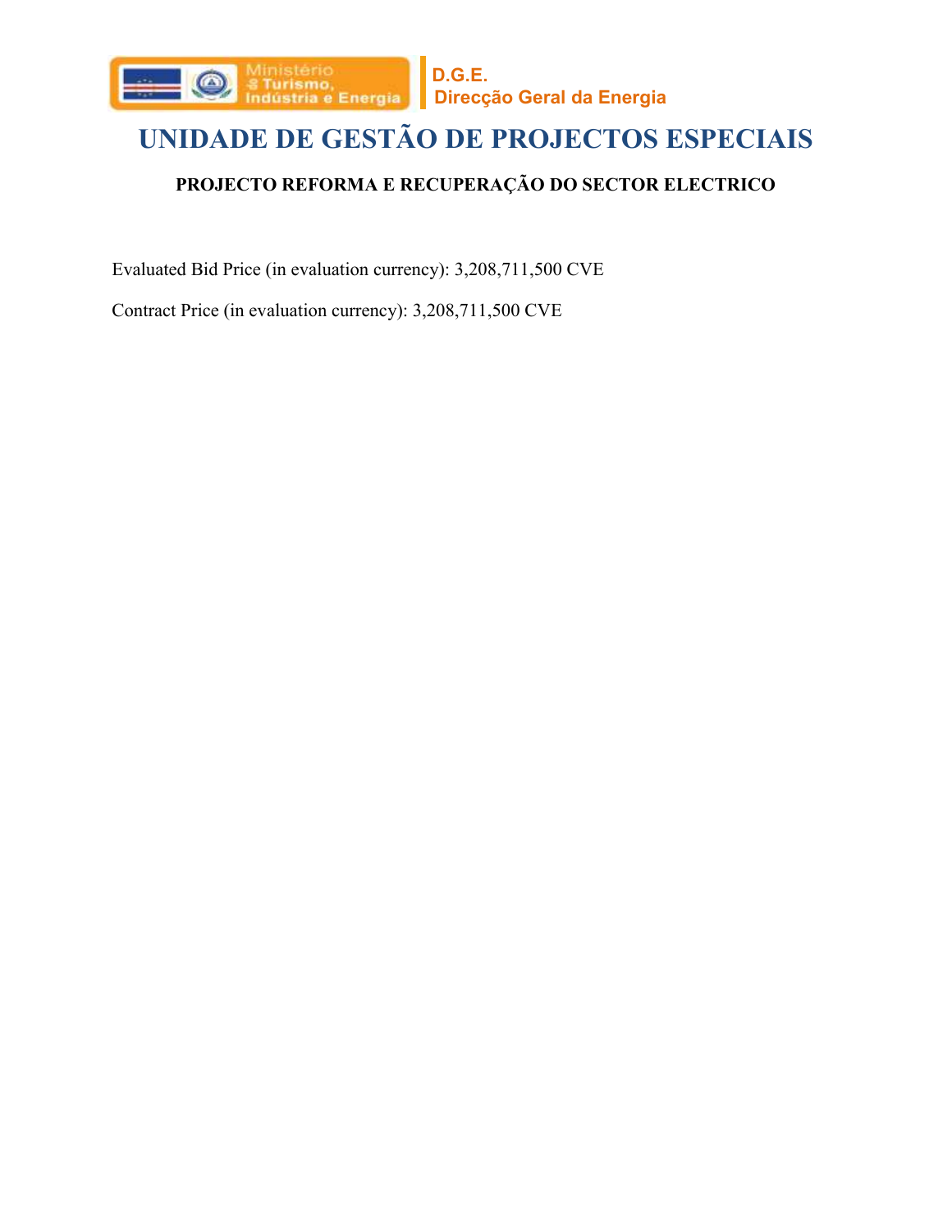Ministério do Turismo, Indústria e Energia

D.G.E.
Direcção Geral da Energia

# UNIDADE DE GESTÃO DE PROJECTOS ESPECIAIS

### PROJECTO REFORMA E RECUPERAÇÃO DO SECTOR ELECTRICO

Evaluated Bid Price (in evaluation currency): 3,208,711,500 CVE

Contract Price (in evaluation currency): 3,208,711,500 CVE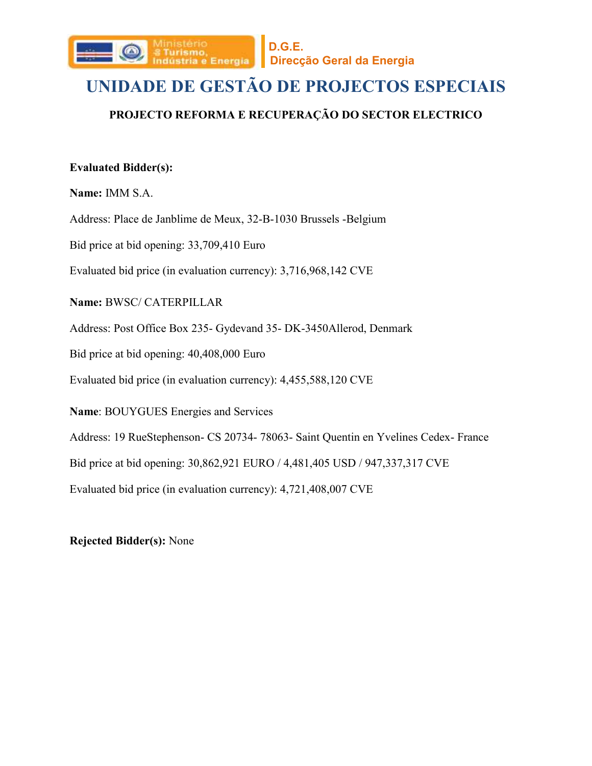Ministério do Turismo, Indústria e Energia

**D.G.E.**
**Direcção Geral da Energia**

# UNIDADE DE GESTÃO DE PROJECTOS ESPECIAIS

**PROJECTO REFORMA E RECUPERAÇÃO DO SECTOR ELECTRICO**

**Evaluated Bidder(s):**

**Name:** IMM S.A.

Address: Place de Janblime de Meux, 32-B-1030 Brussels -Belgium

Bid price at bid opening: 33,709,410 Euro

Evaluated bid price (in evaluation currency): 3,716,968,142 CVE

**Name:** BWSC/ CATERPILLAR

Address: Post Office Box 235- Gydevand 35- DK-3450Allerod, Denmark

Bid price at bid opening: 40,408,000 Euro

Evaluated bid price (in evaluation currency): 4,455,588,120 CVE

**Name**: BOUYGUES Energies and Services

Address: 19 RueStephenson- CS 20734- 78063- Saint Quentin en Yvelines Cedex- France

Bid price at bid opening: 30,862,921 EURO / 4,481,405 USD / 947,337,317 CVE

Evaluated bid price (in evaluation currency): 4,721,408,007 CVE

**Rejected Bidder(s):** None